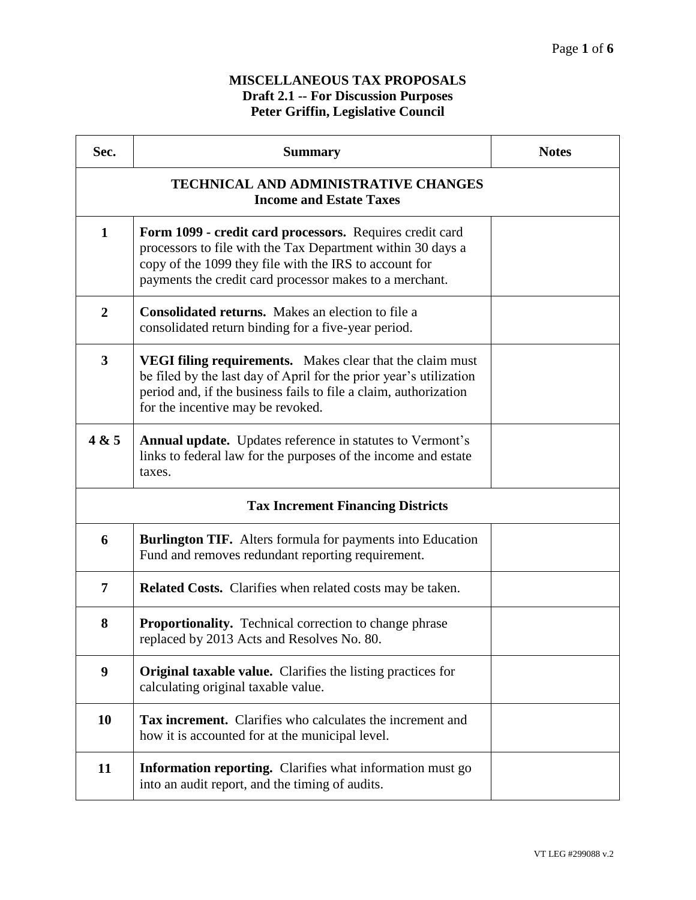**MISCELLANEOUS TAX PROPOSALS**
**Draft 2.1 -- For Discussion Purposes**
**Peter Griffin, Legislative Council**

| Sec. | Summary | Notes |
|---|---|---|
| **TECHNICAL AND ADMINISTRATIVE CHANGES** **Income and Estate Taxes** | | |
| **1** | **Form 1099 - credit card processors.** Requires credit card processors to file with the Tax Department within 30 days a copy of the 1099 they file with the IRS to account for payments the credit card processor makes to a merchant. | |
| **2** | **Consolidated returns.** Makes an election to file a consolidated return binding for a five-year period. | |
| **3** | **VEGI filing requirements.** Makes clear that the claim must be filed by the last day of April for the prior year's utilization period and, if the business fails to file a claim, authorization for the incentive may be revoked. | |
| **4 & 5** | **Annual update.** Updates reference in statutes to Vermont's links to federal law for the purposes of the income and estate taxes. | |
| **Tax Increment Financing Districts** | | |
| **6** | **Burlington TIF.** Alters formula for payments into Education Fund and removes redundant reporting requirement. | |
| **7** | **Related Costs.** Clarifies when related costs may be taken. | |
| **8** | **Proportionality.** Technical correction to change phrase replaced by 2013 Acts and Resolves No. 80. | |
| **9** | **Original taxable value.** Clarifies the listing practices for calculating original taxable value. | |
| **10** | **Tax increment.** Clarifies who calculates the increment and how it is accounted for at the municipal level. | |
| **11** | **Information reporting.** Clarifies what information must go into an audit report, and the timing of audits. | |

VT LEG #299088 v.2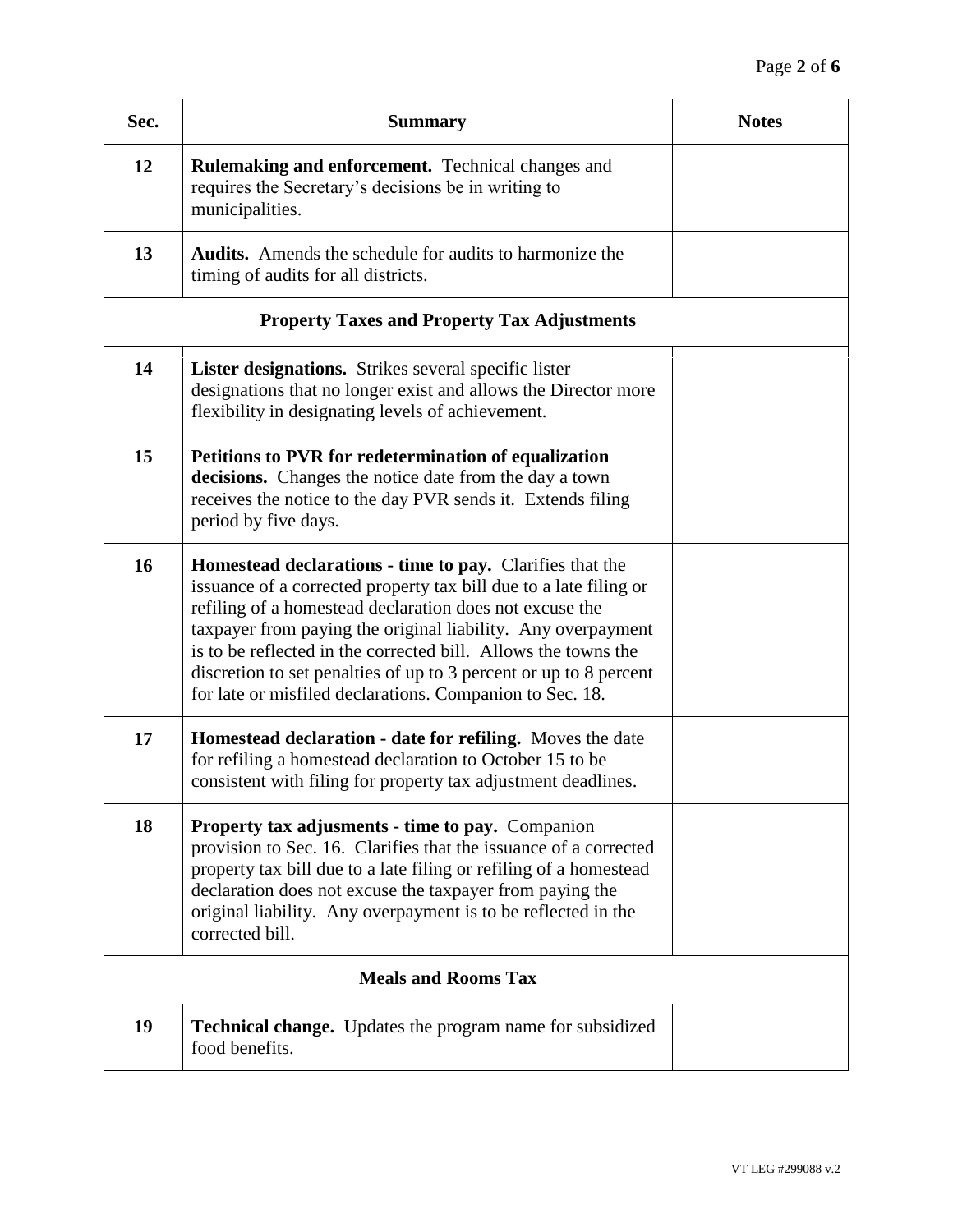| Sec. | Summary | Notes |
|---|---|---|
| 12 | **Rulemaking and enforcement.** Technical changes and requires the Secretary's decisions be in writing to municipalities. | |
| 13 | **Audits.** Amends the schedule for audits to harmonize the timing of audits for all districts. | |
| | **Property Taxes and Property Tax Adjustments** | |
| 14 | **Lister designations.** Strikes several specific lister designations that no longer exist and allows the Director more flexibility in designating levels of achievement. | |
| 15 | **Petitions to PVR for redetermination of equalization decisions.** Changes the notice date from the day a town receives the notice to the day PVR sends it. Extends filing period by five days. | |
| 16 | **Homestead declarations - time to pay.** Clarifies that the issuance of a corrected property tax bill due to a late filing or refiling of a homestead declaration does not excuse the taxpayer from paying the original liability. Any overpayment is to be reflected in the corrected bill. Allows the towns the discretion to set penalties of up to 3 percent or up to 8 percent for late or misfiled declarations. Companion to Sec. 18. | |
| 17 | **Homestead declaration - date for refiling.** Moves the date for refiling a homestead declaration to October 15 to be consistent with filing for property tax adjustment deadlines. | |
| 18 | **Property tax adjusments - time to pay.** Companion provision to Sec. 16. Clarifies that the issuance of a corrected property tax bill due to a late filing or refiling of a homestead declaration does not excuse the taxpayer from paying the original liability. Any overpayment is to be reflected in the corrected bill. | |
| | **Meals and Rooms Tax** | |
| 19 | **Technical change.** Updates the program name for subsidized food benefits. | |

VT LEG #299088 v.2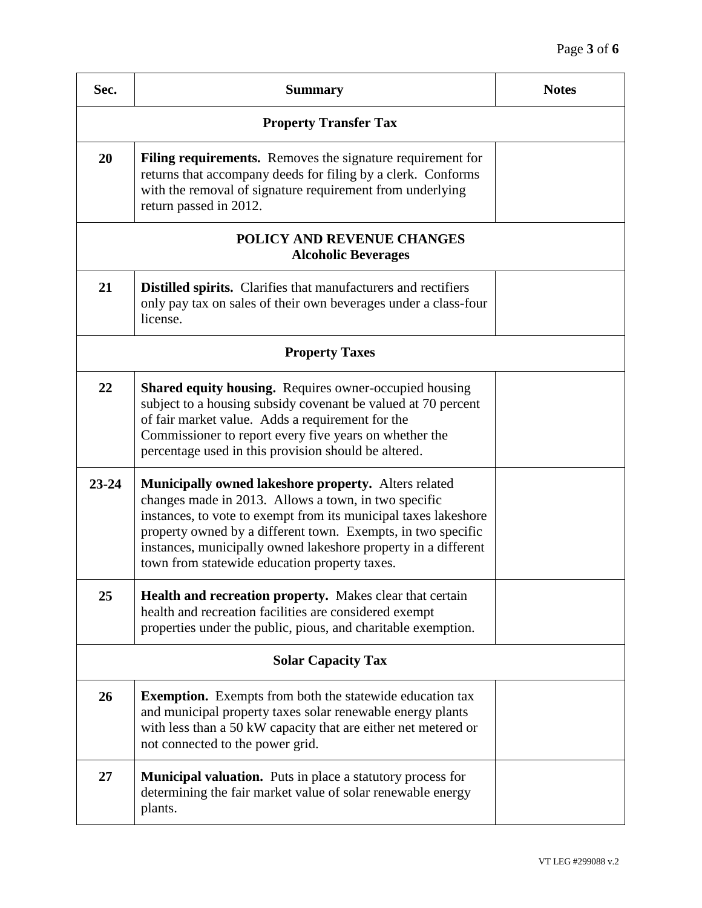| Sec. | Summary | Notes |
|---|---|---|
| | **Property Transfer Tax** | |
| **20** | **Filing requirements.** Removes the signature requirement for returns that accompany deeds for filing by a clerk. Conforms with the removal of signature requirement from underlying return passed in 2012. | |
| | **POLICY AND REVENUE CHANGES** **Alcoholic Beverages** | |
| **21** | **Distilled spirits.** Clarifies that manufacturers and rectifiers only pay tax on sales of their own beverages under a class-four license. | |
| | **Property Taxes** | |
| **22** | **Shared equity housing.** Requires owner-occupied housing subject to a housing subsidy covenant be valued at 70 percent of fair market value. Adds a requirement for the Commissioner to report every five years on whether the percentage used in this provision should be altered. | |
| **23-24** | **Municipally owned lakeshore property.** Alters related changes made in 2013. Allows a town, in two specific instances, to vote to exempt from its municipal taxes lakeshore property owned by a different town. Exempts, in two specific instances, municipally owned lakeshore property in a different town from statewide education property taxes. | |
| **25** | **Health and recreation property.** Makes clear that certain health and recreation facilities are considered exempt properties under the public, pious, and charitable exemption. | |
| | **Solar Capacity Tax** | |
| **26** | **Exemption.** Exempts from both the statewide education tax and municipal property taxes solar renewable energy plants with less than a 50 kW capacity that are either net metered or not connected to the power grid. | |
| **27** | **Municipal valuation.** Puts in place a statutory process for determining the fair market value of solar renewable energy plants. | |

VT LEG #299088 v.2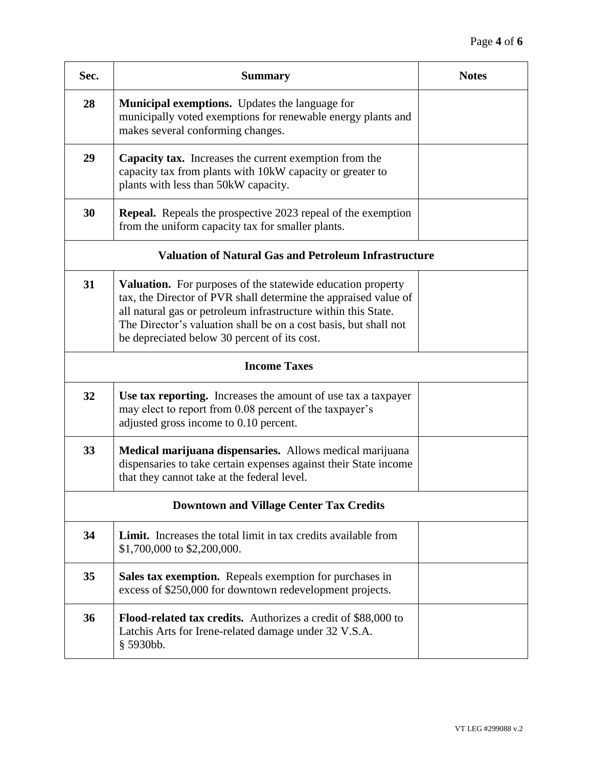| Sec. | Summary | Notes |
|---|---|---|
| 28 | **Municipal exemptions.** Updates the language for municipally voted exemptions for renewable energy plants and makes several conforming changes. | |
| 29 | **Capacity tax.** Increases the current exemption from the capacity tax from plants with 10kW capacity or greater to plants with less than 50kW capacity. | |
| 30 | **Repeal.** Repeals the prospective 2023 repeal of the exemption from the uniform capacity tax for smaller plants. | |
| | **Valuation of Natural Gas and Petroleum Infrastructure** | |
| 31 | **Valuation.** For purposes of the statewide education property tax, the Director of PVR shall determine the appraised value of all natural gas or petroleum infrastructure within this State. The Director's valuation shall be on a cost basis, but shall not be depreciated below 30 percent of its cost. | |
| | **Income Taxes** | |
| 32 | **Use tax reporting.** Increases the amount of use tax a taxpayer may elect to report from 0.08 percent of the taxpayer's adjusted gross income to 0.10 percent. | |
| 33 | **Medical marijuana dispensaries.** Allows medical marijuana dispensaries to take certain expenses against their State income that they cannot take at the federal level. | |
| | **Downtown and Village Center Tax Credits** | |
| 34 | **Limit.** Increases the total limit in tax credits available from $1,700,000 to $2,200,000. | |
| 35 | **Sales tax exemption.** Repeals exemption for purchases in excess of $250,000 for downtown redevelopment projects. | |
| 36 | **Flood-related tax credits.** Authorizes a credit of $88,000 to Latchis Arts for Irene-related damage under 32 V.S.A. § 5930bb. | |

VT LEG #299088 v.2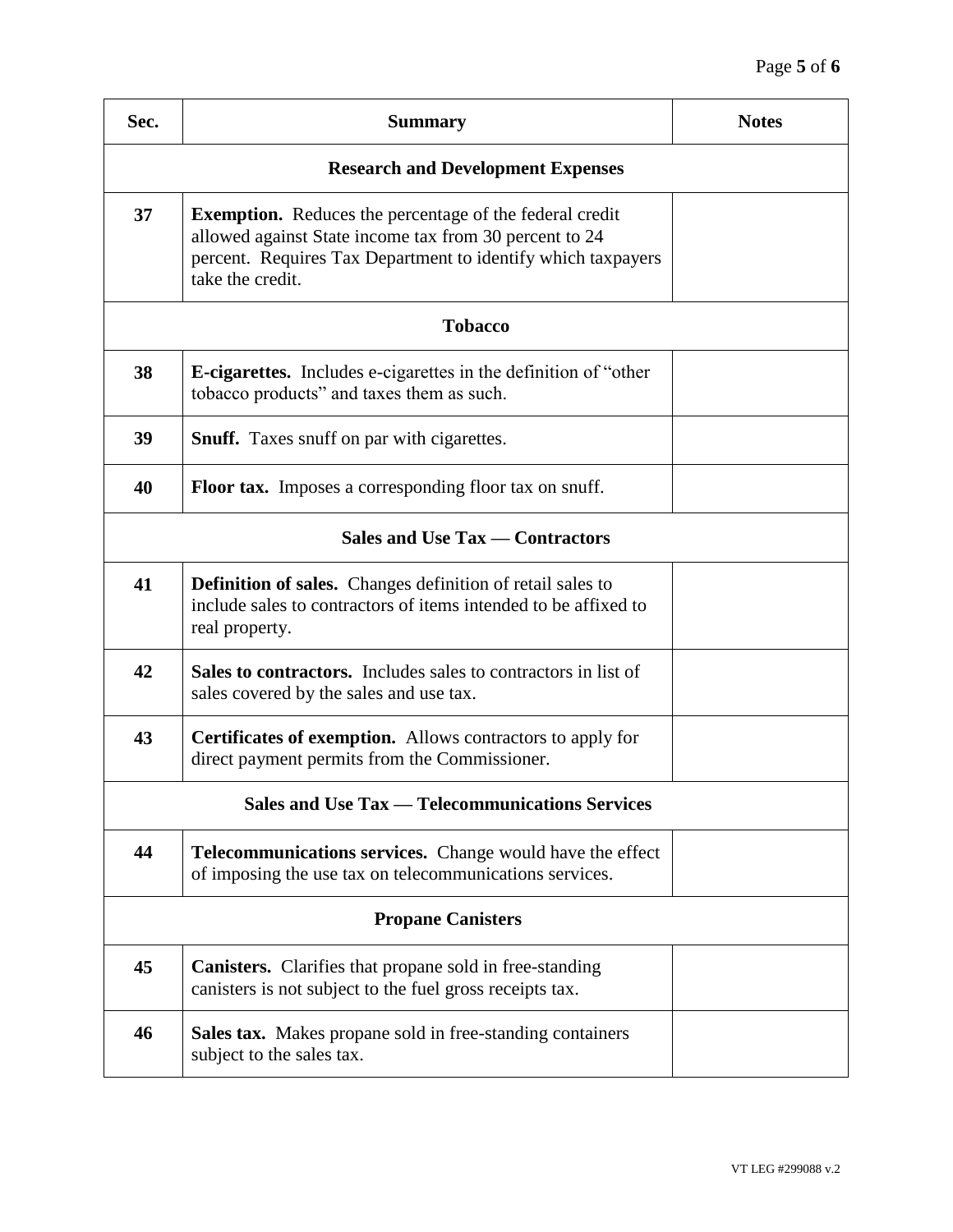| Sec. | Summary | Notes |
|---|---|---|
| | **Research and Development Expenses** | |
| **37** | **Exemption.** Reduces the percentage of the federal credit allowed against State income tax from 30 percent to 24 percent. Requires Tax Department to identify which taxpayers take the credit. | |
| | **Tobacco** | |
| **38** | **E-cigarettes.** Includes e-cigarettes in the definition of "other tobacco products" and taxes them as such. | |
| **39** | **Snuff.** Taxes snuff on par with cigarettes. | |
| **40** | **Floor tax.** Imposes a corresponding floor tax on snuff. | |
| | **Sales and Use Tax — Contractors** | |
| **41** | **Definition of sales.** Changes definition of retail sales to include sales to contractors of items intended to be affixed to real property. | |
| **42** | **Sales to contractors.** Includes sales to contractors in list of sales covered by the sales and use tax. | |
| **43** | **Certificates of exemption.** Allows contractors to apply for direct payment permits from the Commissioner. | |
| | **Sales and Use Tax — Telecommunications Services** | |
| **44** | **Telecommunications services.** Change would have the effect of imposing the use tax on telecommunications services. | |
| | **Propane Canisters** | |
| **45** | **Canisters.** Clarifies that propane sold in free-standing canisters is not subject to the fuel gross receipts tax. | |
| **46** | **Sales tax.** Makes propane sold in free-standing containers subject to the sales tax. | |

VT LEG #299088 v.2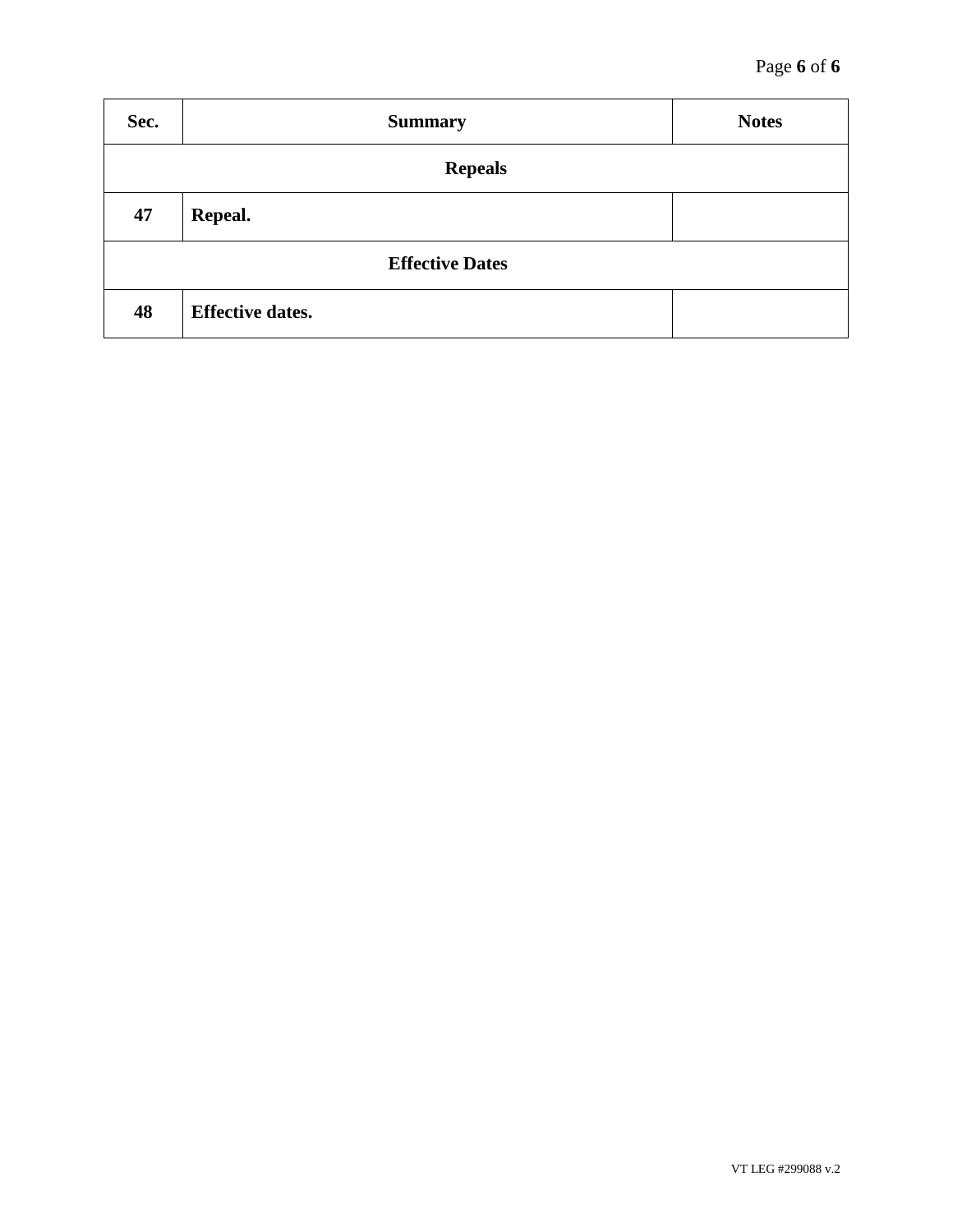| Sec. | Summary | Notes |
|---|---|---|
| **Repeals** | | |
| **47** | **Repeal.** | |
| **Effective Dates** | | |
| **48** | **Effective dates.** | |

VT LEG #299088 v.2